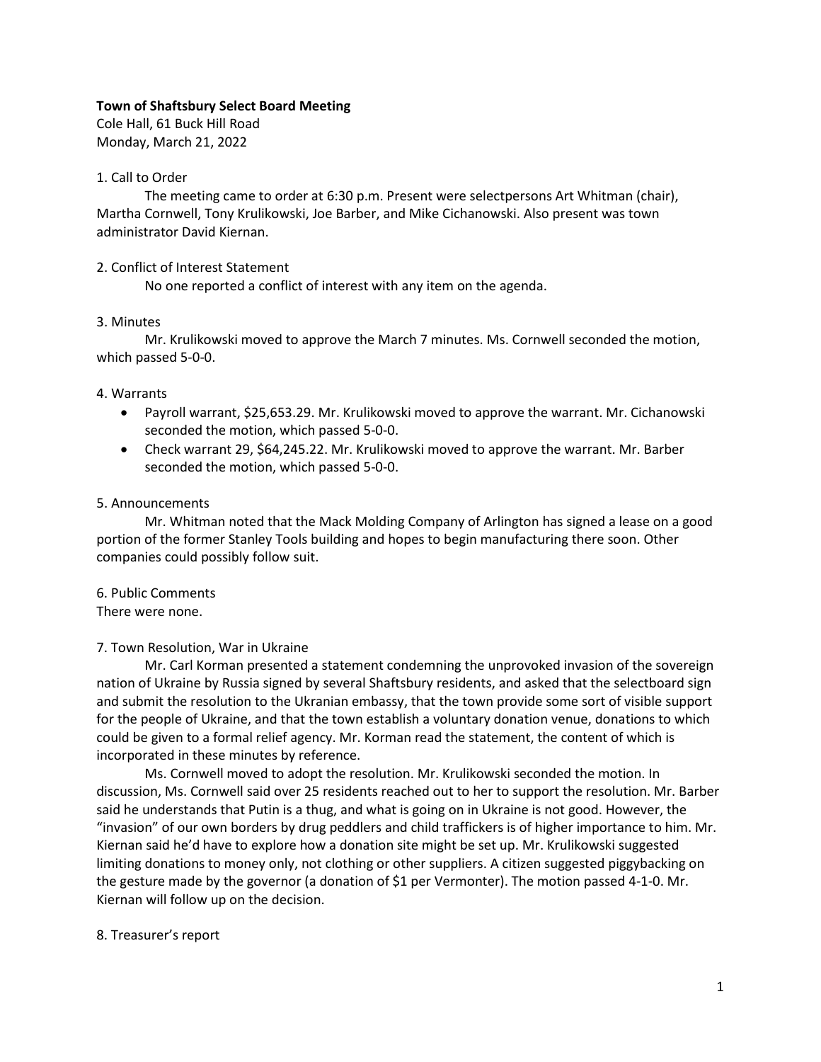**Town of Shaftsbury Select Board Meeting**
Cole Hall, 61 Buck Hill Road
Monday, March 21, 2022

1. Call to Order

The meeting came to order at 6:30 p.m. Present were selectpersons Art Whitman (chair), Martha Cornwell, Tony Krulikowski, Joe Barber, and Mike Cichanowski. Also present was town administrator David Kiernan.

2. Conflict of Interest Statement

No one reported a conflict of interest with any item on the agenda.

3. Minutes

Mr. Krulikowski moved to approve the March 7 minutes. Ms. Cornwell seconded the motion, which passed 5-0-0.

4. Warrants

- Payroll warrant, $25,653.29. Mr. Krulikowski moved to approve the warrant. Mr. Cichanowski seconded the motion, which passed 5-0-0.
- Check warrant 29, $64,245.22. Mr. Krulikowski moved to approve the warrant. Mr. Barber seconded the motion, which passed 5-0-0.

5. Announcements

Mr. Whitman noted that the Mack Molding Company of Arlington has signed a lease on a good portion of the former Stanley Tools building and hopes to begin manufacturing there soon. Other companies could possibly follow suit.

6. Public Comments

There were none.

7. Town Resolution, War in Ukraine

Mr. Carl Korman presented a statement condemning the unprovoked invasion of the sovereign nation of Ukraine by Russia signed by several Shaftsbury residents, and asked that the selectboard sign and submit the resolution to the Ukranian embassy, that the town provide some sort of visible support for the people of Ukraine, and that the town establish a voluntary donation venue, donations to which could be given to a formal relief agency. Mr. Korman read the statement, the content of which is incorporated in these minutes by reference.

Ms. Cornwell moved to adopt the resolution. Mr. Krulikowski seconded the motion. In discussion, Ms. Cornwell said over 25 residents reached out to her to support the resolution. Mr. Barber said he understands that Putin is a thug, and what is going on in Ukraine is not good. However, the "invasion" of our own borders by drug peddlers and child traffickers is of higher importance to him. Mr. Kiernan said he'd have to explore how a donation site might be set up. Mr. Krulikowski suggested limiting donations to money only, not clothing or other suppliers. A citizen suggested piggybacking on the gesture made by the governor (a donation of $1 per Vermonter). The motion passed 4-1-0. Mr. Kiernan will follow up on the decision.

8. Treasurer's report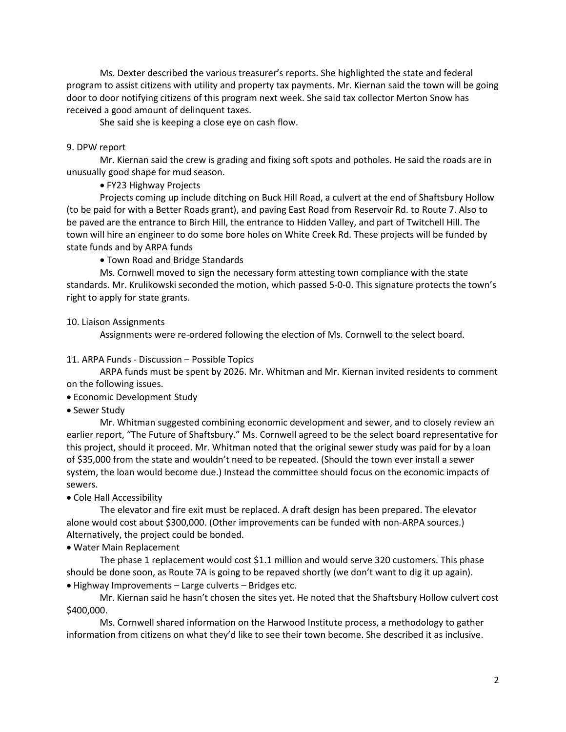Ms. Dexter described the various treasurer's reports. She highlighted the state and federal program to assist citizens with utility and property tax payments. Mr. Kiernan said the town will be going door to door notifying citizens of this program next week. She said tax collector Merton Snow has received a good amount of delinquent taxes.

She said she is keeping a close eye on cash flow.

9. DPW report

Mr. Kiernan said the crew is grading and fixing soft spots and potholes. He said the roads are in unusually good shape for mud season.

- FY23 Highway Projects

Projects coming up include ditching on Buck Hill Road, a culvert at the end of Shaftsbury Hollow (to be paid for with a Better Roads grant), and paving East Road from Reservoir Rd. to Route 7. Also to be paved are the entrance to Birch Hill, the entrance to Hidden Valley, and part of Twitchell Hill. The town will hire an engineer to do some bore holes on White Creek Rd. These projects will be funded by state funds and by ARPA funds

- Town Road and Bridge Standards

Ms. Cornwell moved to sign the necessary form attesting town compliance with the state standards. Mr. Krulikowski seconded the motion, which passed 5-0-0. This signature protects the town's right to apply for state grants.

10. Liaison Assignments

Assignments were re-ordered following the election of Ms. Cornwell to the select board.

11. ARPA Funds - Discussion – Possible Topics

ARPA funds must be spent by 2026. Mr. Whitman and Mr. Kiernan invited residents to comment on the following issues.

- Economic Development Study
- Sewer Study

Mr. Whitman suggested combining economic development and sewer, and to closely review an earlier report, "The Future of Shaftsbury." Ms. Cornwell agreed to be the select board representative for this project, should it proceed. Mr. Whitman noted that the original sewer study was paid for by a loan of $35,000 from the state and wouldn't need to be repeated. (Should the town ever install a sewer system, the loan would become due.) Instead the committee should focus on the economic impacts of sewers.

- Cole Hall Accessibility

The elevator and fire exit must be replaced. A draft design has been prepared. The elevator alone would cost about $300,000. (Other improvements can be funded with non-ARPA sources.) Alternatively, the project could be bonded.

- Water Main Replacement

The phase 1 replacement would cost $1.1 million and would serve 320 customers. This phase should be done soon, as Route 7A is going to be repaved shortly (we don't want to dig it up again).

- Highway Improvements – Large culverts – Bridges etc.

Mr. Kiernan said he hasn't chosen the sites yet. He noted that the Shaftsbury Hollow culvert cost $400,000.

Ms. Cornwell shared information on the Harwood Institute process, a methodology to gather information from citizens on what they'd like to see their town become. She described it as inclusive.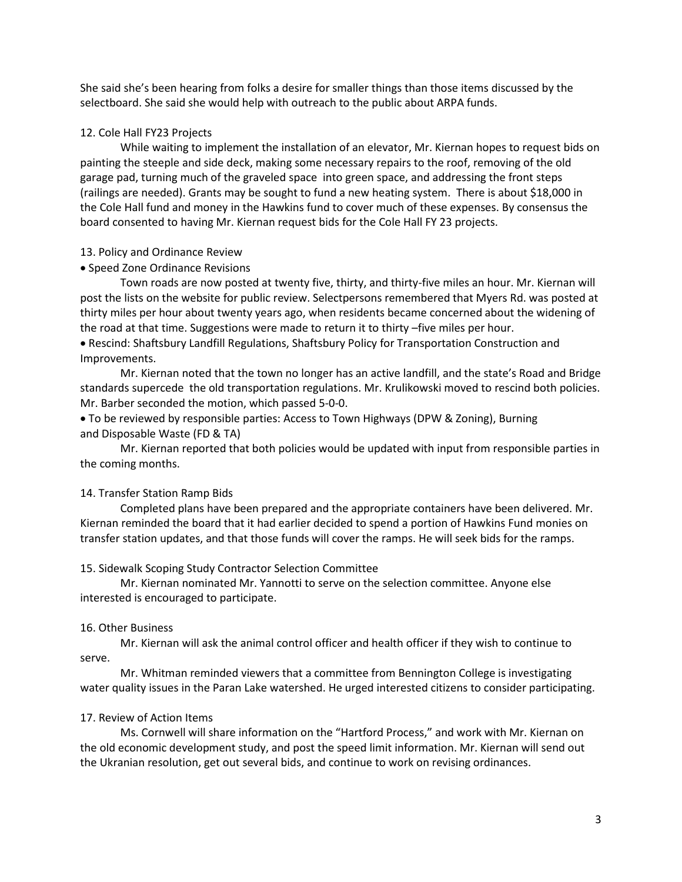She said she's been hearing from folks a desire for smaller things than those items discussed by the selectboard. She said she would help with outreach to the public about ARPA funds.

12. Cole Hall FY23 Projects

While waiting to implement the installation of an elevator, Mr. Kiernan hopes to request bids on painting the steeple and side deck, making some necessary repairs to the roof, removing of the old garage pad, turning much of the graveled space into green space, and addressing the front steps (railings are needed). Grants may be sought to fund a new heating system. There is about $18,000 in the Cole Hall fund and money in the Hawkins fund to cover much of these expenses. By consensus the board consented to having Mr. Kiernan request bids for the Cole Hall FY 23 projects.

13. Policy and Ordinance Review

- Speed Zone Ordinance Revisions

Town roads are now posted at twenty five, thirty, and thirty-five miles an hour. Mr. Kiernan will post the lists on the website for public review. Selectpersons remembered that Myers Rd. was posted at thirty miles per hour about twenty years ago, when residents became concerned about the widening of the road at that time. Suggestions were made to return it to thirty –five miles per hour.

- Rescind: Shaftsbury Landfill Regulations, Shaftsbury Policy for Transportation Construction and Improvements.

Mr. Kiernan noted that the town no longer has an active landfill, and the state's Road and Bridge standards supercede the old transportation regulations. Mr. Krulikowski moved to rescind both policies. Mr. Barber seconded the motion, which passed 5-0-0.

- To be reviewed by responsible parties: Access to Town Highways (DPW & Zoning), Burning and Disposable Waste (FD & TA)

Mr. Kiernan reported that both policies would be updated with input from responsible parties in the coming months.

14. Transfer Station Ramp Bids

Completed plans have been prepared and the appropriate containers have been delivered. Mr. Kiernan reminded the board that it had earlier decided to spend a portion of Hawkins Fund monies on transfer station updates, and that those funds will cover the ramps. He will seek bids for the ramps.

15. Sidewalk Scoping Study Contractor Selection Committee

Mr. Kiernan nominated Mr. Yannotti to serve on the selection committee. Anyone else interested is encouraged to participate.

16. Other Business

Mr. Kiernan will ask the animal control officer and health officer if they wish to continue to serve.

Mr. Whitman reminded viewers that a committee from Bennington College is investigating water quality issues in the Paran Lake watershed. He urged interested citizens to consider participating.

17. Review of Action Items

Ms. Cornwell will share information on the "Hartford Process," and work with Mr. Kiernan on the old economic development study, and post the speed limit information. Mr. Kiernan will send out the Ukranian resolution, get out several bids, and continue to work on revising ordinances.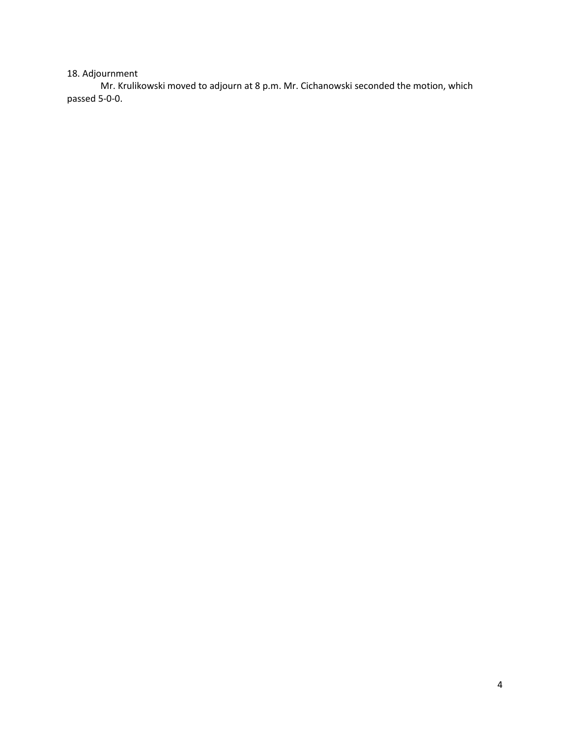18. Adjournment

Mr. Krulikowski moved to adjourn at 8 p.m. Mr. Cichanowski seconded the motion, which passed 5-0-0.